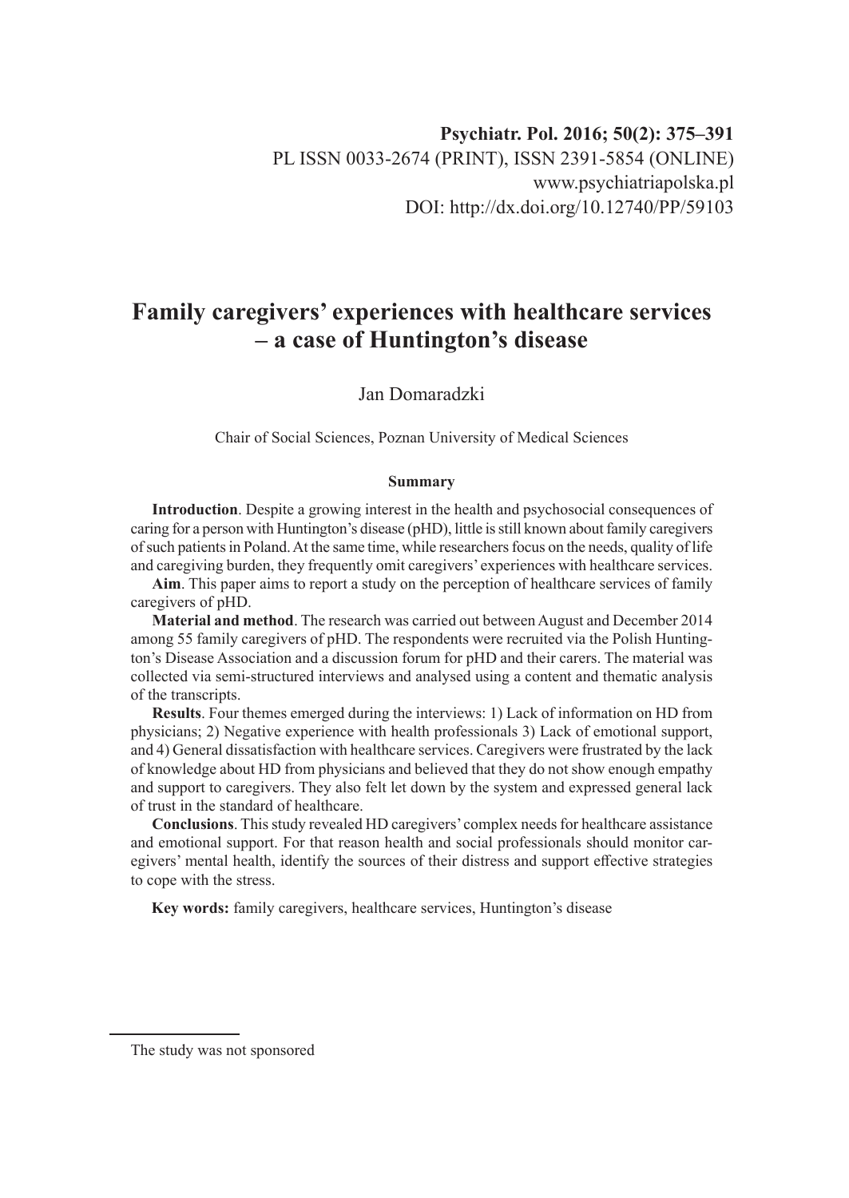**Psychiatr. Pol. 2016; 50(2): 375–391**
PL ISSN 0033-2674 (PRINT), ISSN 2391-5854 (ONLINE)
www.psychiatriapolska.pl
DOI: http://dx.doi.org/10.12740/PP/59103

# Family caregivers' experiences with healthcare services – a case of Huntington's disease

Jan Domaradzki

Chair of Social Sciences, Poznan University of Medical Sciences

**Summary**

**Introduction**. Despite a growing interest in the health and psychosocial consequences of caring for a person with Huntington's disease (pHD), little is still known about family caregivers of such patients in Poland. At the same time, while researchers focus on the needs, quality of life and caregiving burden, they frequently omit caregivers' experiences with healthcare services.

**Aim**. This paper aims to report a study on the perception of healthcare services of family caregivers of pHD.

**Material and method**. The research was carried out between August and December 2014 among 55 family caregivers of pHD. The respondents were recruited via the Polish Huntington's Disease Association and a discussion forum for pHD and their carers. The material was collected via semi-structured interviews and analysed using a content and thematic analysis of the transcripts.

**Results**. Four themes emerged during the interviews: 1) Lack of information on HD from physicians; 2) Negative experience with health professionals 3) Lack of emotional support, and 4) General dissatisfaction with healthcare services. Caregivers were frustrated by the lack of knowledge about HD from physicians and believed that they do not show enough empathy and support to caregivers. They also felt let down by the system and expressed general lack of trust in the standard of healthcare.

**Conclusions**. This study revealed HD caregivers' complex needs for healthcare assistance and emotional support. For that reason health and social professionals should monitor caregivers' mental health, identify the sources of their distress and support effective strategies to cope with the stress.

**Key words:** family caregivers, healthcare services, Huntington's disease

---

The study was not sponsored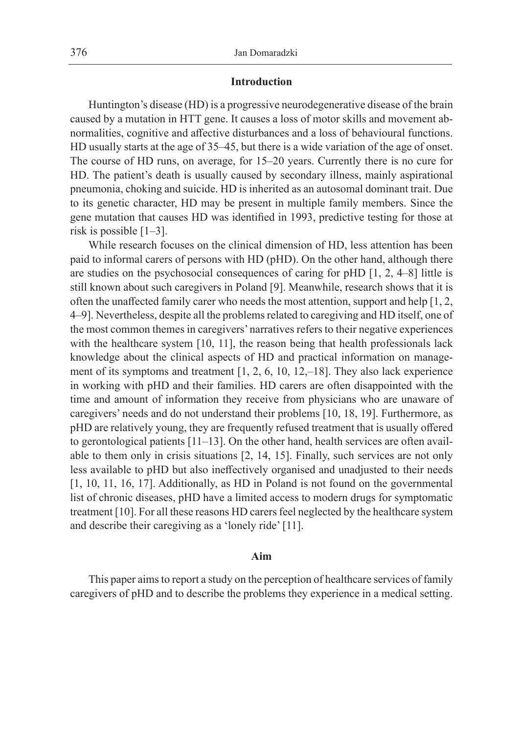## Introduction

Huntington's disease (HD) is a progressive neurodegenerative disease of the brain caused by a mutation in HTT gene. It causes a loss of motor skills and movement abnormalities, cognitive and affective disturbances and a loss of behavioural functions. HD usually starts at the age of 35–45, but there is a wide variation of the age of onset. The course of HD runs, on average, for 15–20 years. Currently there is no cure for HD. The patient's death is usually caused by secondary illness, mainly aspirational pneumonia, choking and suicide. HD is inherited as an autosomal dominant trait. Due to its genetic character, HD may be present in multiple family members. Since the gene mutation that causes HD was identified in 1993, predictive testing for those at risk is possible [1–3].

While research focuses on the clinical dimension of HD, less attention has been paid to informal carers of persons with HD (pHD). On the other hand, although there are studies on the psychosocial consequences of caring for pHD [1, 2, 4–8] little is still known about such caregivers in Poland [9]. Meanwhile, research shows that it is often the unaffected family carer who needs the most attention, support and help [1, 2, 4–9]. Nevertheless, despite all the problems related to caregiving and HD itself, one of the most common themes in caregivers' narratives refers to their negative experiences with the healthcare system [10, 11], the reason being that health professionals lack knowledge about the clinical aspects of HD and practical information on management of its symptoms and treatment [1, 2, 6, 10, 12,–18]. They also lack experience in working with pHD and their families. HD carers are often disappointed with the time and amount of information they receive from physicians who are unaware of caregivers' needs and do not understand their problems [10, 18, 19]. Furthermore, as pHD are relatively young, they are frequently refused treatment that is usually offered to gerontological patients [11–13]. On the other hand, health services are often available to them only in crisis situations [2, 14, 15]. Finally, such services are not only less available to pHD but also ineffectively organised and unadjusted to their needs [1, 10, 11, 16, 17]. Additionally, as HD in Poland is not found on the governmental list of chronic diseases, pHD have a limited access to modern drugs for symptomatic treatment [10]. For all these reasons HD carers feel neglected by the healthcare system and describe their caregiving as a 'lonely ride' [11].

## Aim

This paper aims to report a study on the perception of healthcare services of family caregivers of pHD and to describe the problems they experience in a medical setting.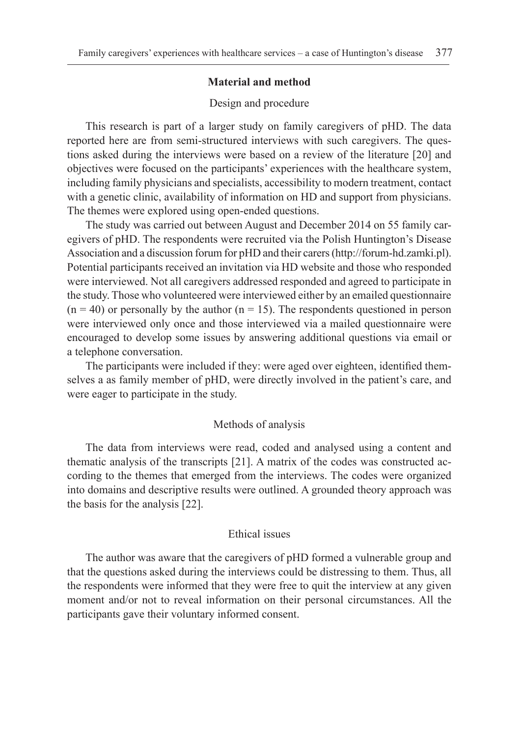## Material and method

### Design and procedure

This research is part of a larger study on family caregivers of pHD. The data reported here are from semi-structured interviews with such caregivers. The questions asked during the interviews were based on a review of the literature [20] and objectives were focused on the participants' experiences with the healthcare system, including family physicians and specialists, accessibility to modern treatment, contact with a genetic clinic, availability of information on HD and support from physicians. The themes were explored using open-ended questions.

The study was carried out between August and December 2014 on 55 family caregivers of pHD. The respondents were recruited via the Polish Huntington's Disease Association and a discussion forum for pHD and their carers (http://forum-hd.zamki.pl). Potential participants received an invitation via HD website and those who responded were interviewed. Not all caregivers addressed responded and agreed to participate in the study. Those who volunteered were interviewed either by an emailed questionnaire ($n = 40$) or personally by the author ($n = 15$). The respondents questioned in person were interviewed only once and those interviewed via a mailed questionnaire were encouraged to develop some issues by answering additional questions via email or a telephone conversation.

The participants were included if they: were aged over eighteen, identified themselves a as family member of pHD, were directly involved in the patient's care, and were eager to participate in the study.

### Methods of analysis

The data from interviews were read, coded and analysed using a content and thematic analysis of the transcripts [21]. A matrix of the codes was constructed according to the themes that emerged from the interviews. The codes were organized into domains and descriptive results were outlined. A grounded theory approach was the basis for the analysis [22].

### Ethical issues

The author was aware that the caregivers of pHD formed a vulnerable group and that the questions asked during the interviews could be distressing to them. Thus, all the respondents were informed that they were free to quit the interview at any given moment and/or not to reveal information on their personal circumstances. All the participants gave their voluntary informed consent.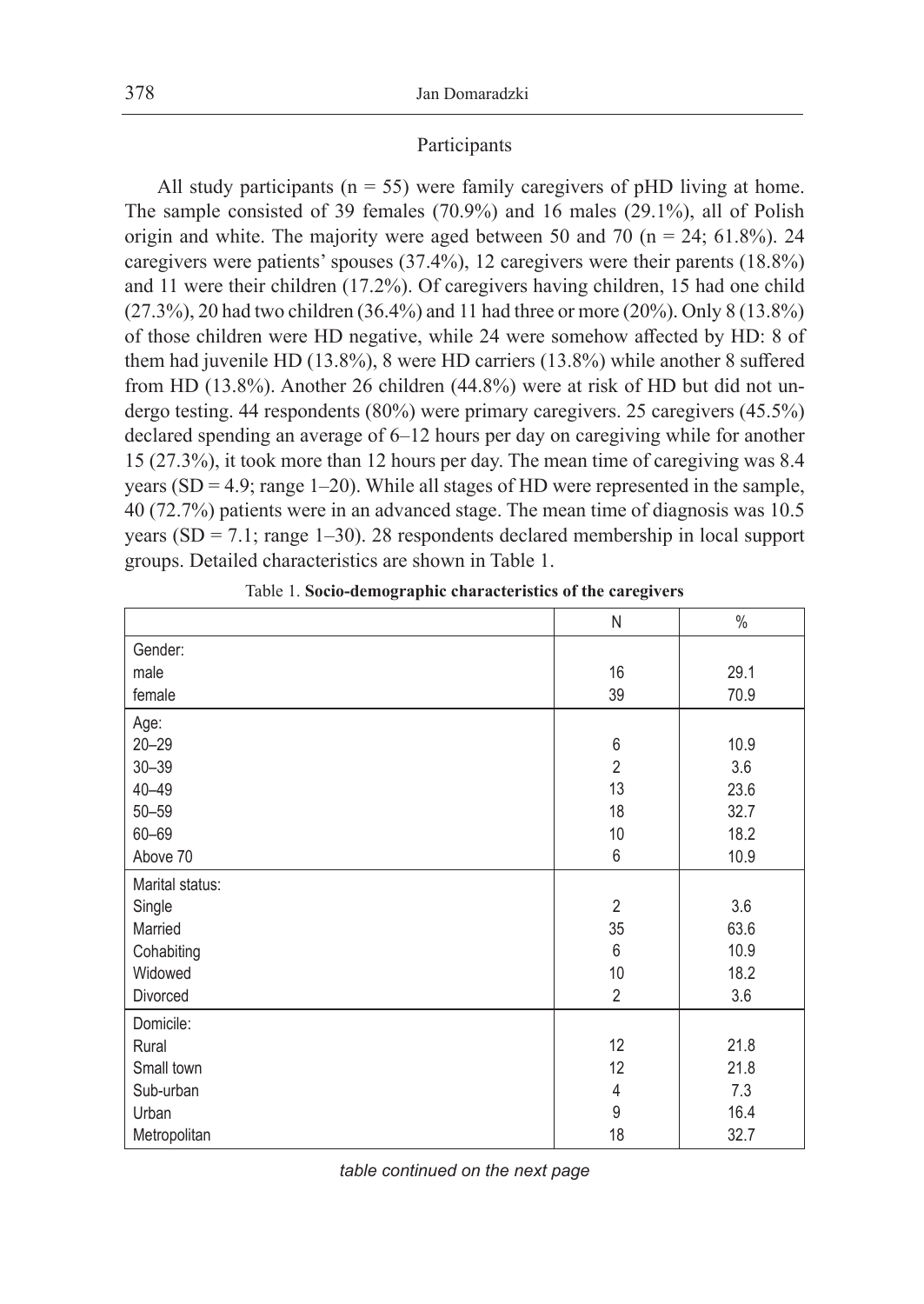## Participants

All study participants (n = 55) were family caregivers of pHD living at home. The sample consisted of 39 females (70.9%) and 16 males (29.1%), all of Polish origin and white. The majority were aged between 50 and 70 (n = 24; 61.8%). 24 caregivers were patients' spouses (37.4%), 12 caregivers were their parents (18.8%) and 11 were their children (17.2%). Of caregivers having children, 15 had one child (27.3%), 20 had two children (36.4%) and 11 had three or more (20%). Only 8 (13.8%) of those children were HD negative, while 24 were somehow affected by HD: 8 of them had juvenile HD (13.8%), 8 were HD carriers (13.8%) while another 8 suffered from HD (13.8%). Another 26 children (44.8%) were at risk of HD but did not undergo testing. 44 respondents (80%) were primary caregivers. 25 caregivers (45.5%) declared spending an average of 6–12 hours per day on caregiving while for another 15 (27.3%), it took more than 12 hours per day. The mean time of caregiving was 8.4 years (SD = 4.9; range 1–20). While all stages of HD were represented in the sample, 40 (72.7%) patients were in an advanced stage. The mean time of diagnosis was 10.5 years (SD = 7.1; range 1–30). 28 respondents declared membership in local support groups. Detailed characteristics are shown in Table 1.

Table 1. **Socio-demographic characteristics of the caregivers**

| | N | % |
|---|---|---|
| Gender: | | |
| male | 16 | 29.1 |
| female | 39 | 70.9 |
| Age: | | |
| 20–29 | 6 | 10.9 |
| 30–39 | 2 | 3.6 |
| 40–49 | 13 | 23.6 |
| 50–59 | 18 | 32.7 |
| 60–69 | 10 | 18.2 |
| Above 70 | 6 | 10.9 |
| Marital status: | | |
| Single | 2 | 3.6 |
| Married | 35 | 63.6 |
| Cohabiting | 6 | 10.9 |
| Widowed | 10 | 18.2 |
| Divorced | 2 | 3.6 |
| Domicile: | | |
| Rural | 12 | 21.8 |
| Small town | 12 | 21.8 |
| Sub-urban | 4 | 7.3 |
| Urban | 9 | 16.4 |
| Metropolitan | 18 | 32.7 |

*table continued on the next page*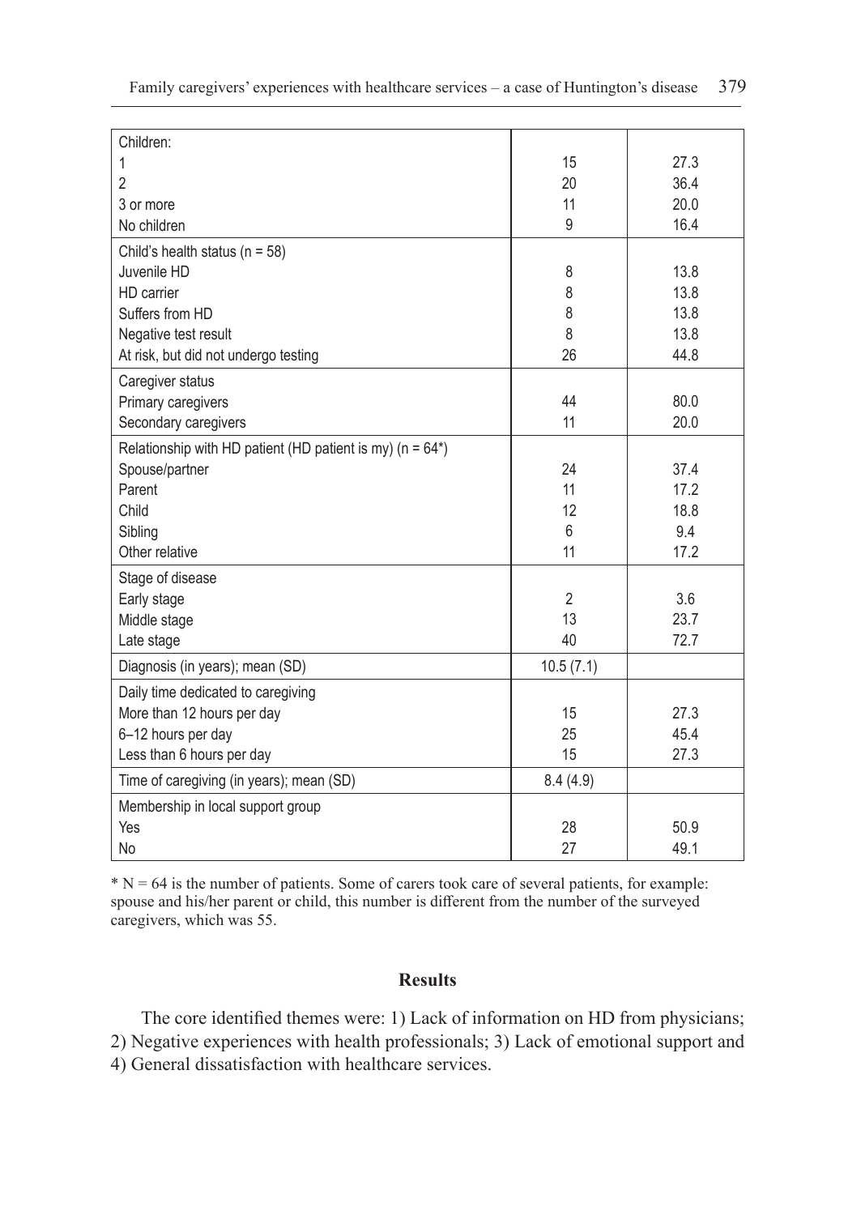| | | |
|---|---|---|
| Children: | | |
| 1 | 15 | 27.3 |
| 2 | 20 | 36.4 |
| 3 or more | 11 | 20.0 |
| No children | 9 | 16.4 |
| Child's health status (n = 58) | | |
| Juvenile HD | 8 | 13.8 |
| HD carrier | 8 | 13.8 |
| Suffers from HD | 8 | 13.8 |
| Negative test result | 8 | 13.8 |
| At risk, but did not undergo testing | 26 | 44.8 |
| Caregiver status | | |
| Primary caregivers | 44 | 80.0 |
| Secondary caregivers | 11 | 20.0 |
| Relationship with HD patient (HD patient is my) (n = 64*) | | |
| Spouse/partner | 24 | 37.4 |
| Parent | 11 | 17.2 |
| Child | 12 | 18.8 |
| Sibling | 6 | 9.4 |
| Other relative | 11 | 17.2 |
| Stage of disease | | |
| Early stage | 2 | 3.6 |
| Middle stage | 13 | 23.7 |
| Late stage | 40 | 72.7 |
| Diagnosis (in years); mean (SD) | 10.5 (7.1) | |
| Daily time dedicated to caregiving | | |
| More than 12 hours per day | 15 | 27.3 |
| 6–12 hours per day | 25 | 45.4 |
| Less than 6 hours per day | 15 | 27.3 |
| Time of caregiving (in years); mean (SD) | 8.4 (4.9) | |
| Membership in local support group | | |
| Yes | 28 | 50.9 |
| No | 27 | 49.1 |

* N = 64 is the number of patients. Some of carers took care of several patients, for example: spouse and his/her parent or child, this number is different from the number of the surveyed caregivers, which was 55.

## Results

The core identified themes were: 1) Lack of information on HD from physicians; 2) Negative experiences with health professionals; 3) Lack of emotional support and 4) General dissatisfaction with healthcare services.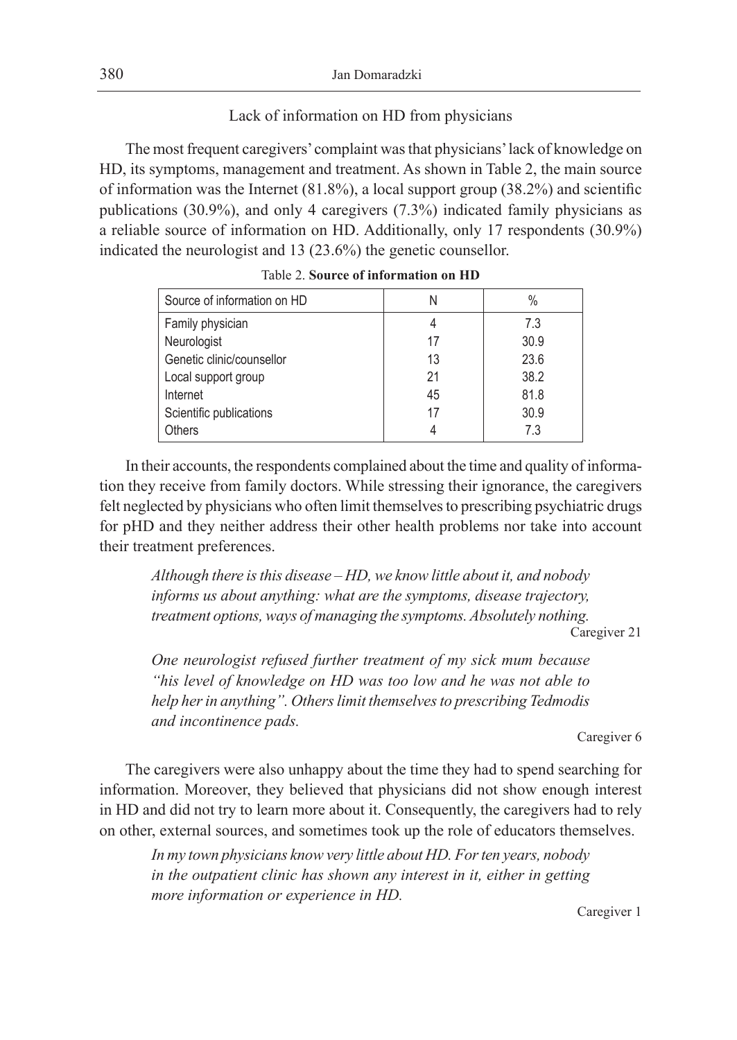### Lack of information on HD from physicians

The most frequent caregivers' complaint was that physicians' lack of knowledge on HD, its symptoms, management and treatment. As shown in Table 2, the main source of information was the Internet (81.8%), a local support group (38.2%) and scientific publications (30.9%), and only 4 caregivers (7.3%) indicated family physicians as a reliable source of information on HD. Additionally, only 17 respondents (30.9%) indicated the neurologist and 13 (23.6%) the genetic counsellor.

Table 2. **Source of information on HD**

| Source of information on HD | N | % |
|---|---|---|
| Family physician | 4 | 7.3 |
| Neurologist | 17 | 30.9 |
| Genetic clinic/counsellor | 13 | 23.6 |
| Local support group | 21 | 38.2 |
| Internet | 45 | 81.8 |
| Scientific publications | 17 | 30.9 |
| Others | 4 | 7.3 |

In their accounts, the respondents complained about the time and quality of information they receive from family doctors. While stressing their ignorance, the caregivers felt neglected by physicians who often limit themselves to prescribing psychiatric drugs for pHD and they neither address their other health problems nor take into account their treatment preferences.

> *Although there is this disease – HD, we know little about it, and nobody informs us about anything: what are the symptoms, disease trajectory, treatment options, ways of managing the symptoms. Absolutely nothing.*
>
> Caregiver 21

> *One neurologist refused further treatment of my sick mum because "his level of knowledge on HD was too low and he was not able to help her in anything". Others limit themselves to prescribing Tedmodis and incontinence pads.*
>
> Caregiver 6

The caregivers were also unhappy about the time they had to spend searching for information. Moreover, they believed that physicians did not show enough interest in HD and did not try to learn more about it. Consequently, the caregivers had to rely on other, external sources, and sometimes took up the role of educators themselves.

> *In my town physicians know very little about HD. For ten years, nobody in the outpatient clinic has shown any interest in it, either in getting more information or experience in HD.*
>
> Caregiver 1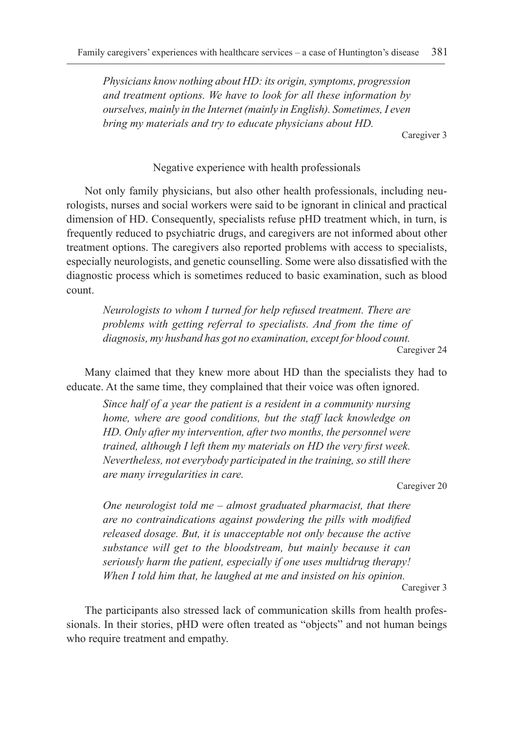> *Physicians know nothing about HD: its origin, symptoms, progression and treatment options. We have to look for all these information by ourselves, mainly in the Internet (mainly in English). Sometimes, I even bring my materials and try to educate physicians about HD.*
>
> Caregiver 3

### Negative experience with health professionals

Not only family physicians, but also other health professionals, including neurologists, nurses and social workers were said to be ignorant in clinical and practical dimension of HD. Consequently, specialists refuse pHD treatment which, in turn, is frequently reduced to psychiatric drugs, and caregivers are not informed about other treatment options. The caregivers also reported problems with access to specialists, especially neurologists, and genetic counselling. Some were also dissatisfied with the diagnostic process which is sometimes reduced to basic examination, such as blood count.

> *Neurologists to whom I turned for help refused treatment. There are problems with getting referral to specialists. And from the time of diagnosis, my husband has got no examination, except for blood count.*
>
> Caregiver 24

Many claimed that they knew more about HD than the specialists they had to educate. At the same time, they complained that their voice was often ignored.

> *Since half of a year the patient is a resident in a community nursing home, where are good conditions, but the staff lack knowledge on HD. Only after my intervention, after two months, the personnel were trained, although I left them my materials on HD the very first week. Nevertheless, not everybody participated in the training, so still there are many irregularities in care.*
>
> Caregiver 20

> *One neurologist told me – almost graduated pharmacist, that there are no contraindications against powdering the pills with modified released dosage. But, it is unacceptable not only because the active substance will get to the bloodstream, but mainly because it can seriously harm the patient, especially if one uses multidrug therapy! When I told him that, he laughed at me and insisted on his opinion.*
>
> Caregiver 3

The participants also stressed lack of communication skills from health professionals. In their stories, pHD were often treated as "objects" and not human beings who require treatment and empathy.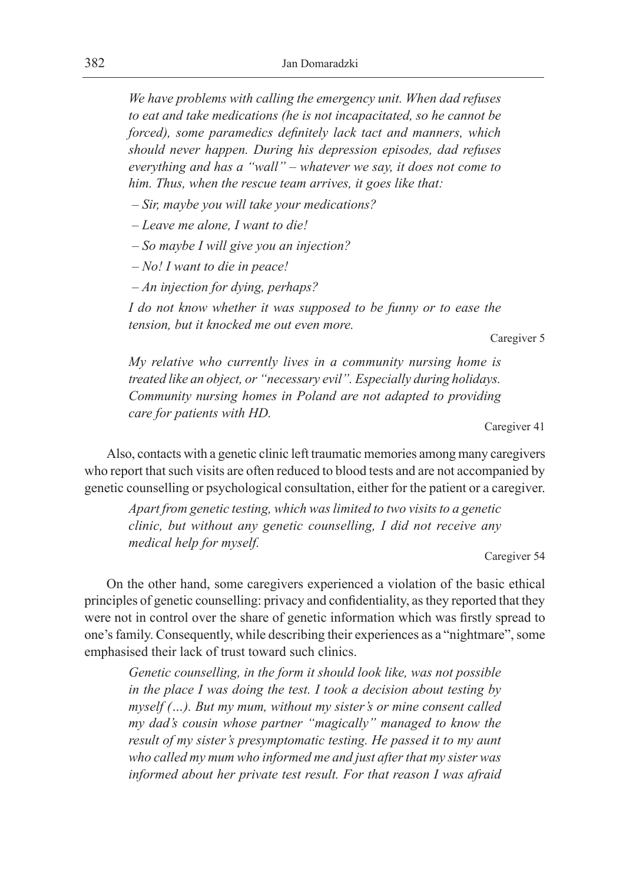*We have problems with calling the emergency unit. When dad refuses to eat and take medications (he is not incapacitated, so he cannot be forced), some paramedics definitely lack tact and manners, which should never happen. During his depression episodes, dad refuses everything and has a "wall" – whatever we say, it does not come to him. Thus, when the rescue team arrives, it goes like that:*

*– Sir, maybe you will take your medications?*

*– Leave me alone, I want to die!*

*– So maybe I will give you an injection?*

*– No! I want to die in peace!*

*– An injection for dying, perhaps?*

*I do not know whether it was supposed to be funny or to ease the tension, but it knocked me out even more.*

Caregiver 5

*My relative who currently lives in a community nursing home is treated like an object, or "necessary evil". Especially during holidays. Community nursing homes in Poland are not adapted to providing care for patients with HD.*

Caregiver 41

Also, contacts with a genetic clinic left traumatic memories among many caregivers who report that such visits are often reduced to blood tests and are not accompanied by genetic counselling or psychological consultation, either for the patient or a caregiver.

*Apart from genetic testing, which was limited to two visits to a genetic clinic, but without any genetic counselling, I did not receive any medical help for myself.*

Caregiver 54

On the other hand, some caregivers experienced a violation of the basic ethical principles of genetic counselling: privacy and confidentiality, as they reported that they were not in control over the share of genetic information which was firstly spread to one's family. Consequently, while describing their experiences as a "nightmare", some emphasised their lack of trust toward such clinics.

*Genetic counselling, in the form it should look like, was not possible in the place I was doing the test. I took a decision about testing by myself (…). But my mum, without my sister's or mine consent called my dad's cousin whose partner "magically" managed to know the result of my sister's presymptomatic testing. He passed it to my aunt who called my mum who informed me and just after that my sister was informed about her private test result. For that reason I was afraid*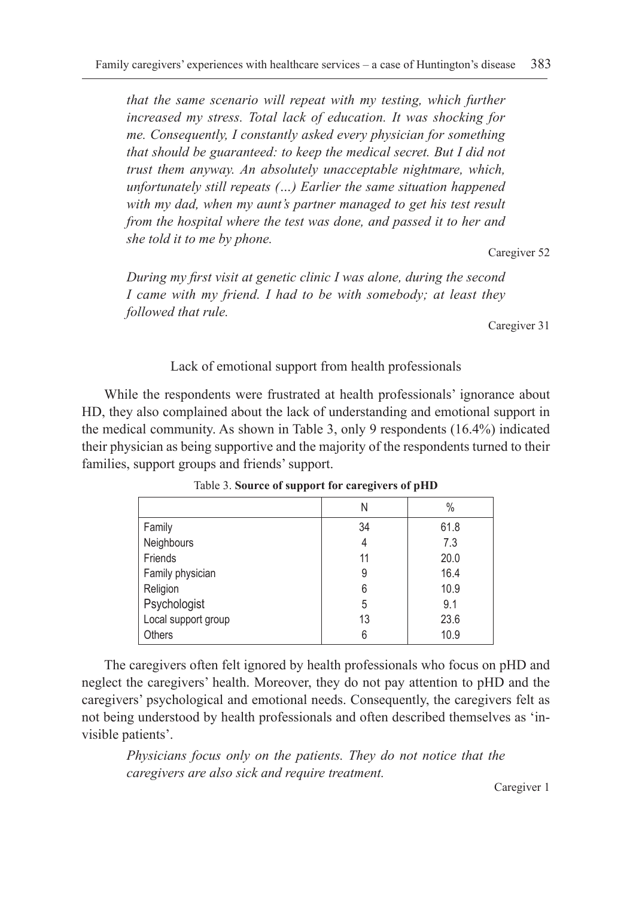*that the same scenario will repeat with my testing, which further increased my stress. Total lack of education. It was shocking for me. Consequently, I constantly asked every physician for something that should be guaranteed: to keep the medical secret. But I did not trust them anyway. An absolutely unacceptable nightmare, which, unfortunately still repeats (…) Earlier the same situation happened with my dad, when my aunt's partner managed to get his test result from the hospital where the test was done, and passed it to her and she told it to me by phone.*

Caregiver 52

*During my first visit at genetic clinic I was alone, during the second I came with my friend. I had to be with somebody; at least they followed that rule.*

Caregiver 31

### Lack of emotional support from health professionals

While the respondents were frustrated at health professionals' ignorance about HD, they also complained about the lack of understanding and emotional support in the medical community. As shown in Table 3, only 9 respondents (16.4%) indicated their physician as being supportive and the majority of the respondents turned to their families, support groups and friends' support.

Table 3. **Source of support for caregivers of pHD**

| | N | % |
|---|---|---|
| Family | 34 | 61.8 |
| Neighbours | 4 | 7.3 |
| Friends | 11 | 20.0 |
| Family physician | 9 | 16.4 |
| Religion | 6 | 10.9 |
| Psychologist | 5 | 9.1 |
| Local support group | 13 | 23.6 |
| Others | 6 | 10.9 |

The caregivers often felt ignored by health professionals who focus on pHD and neglect the caregivers' health. Moreover, they do not pay attention to pHD and the caregivers' psychological and emotional needs. Consequently, the caregivers felt as not being understood by health professionals and often described themselves as 'invisible patients'.

*Physicians focus only on the patients. They do not notice that the caregivers are also sick and require treatment.*

Caregiver 1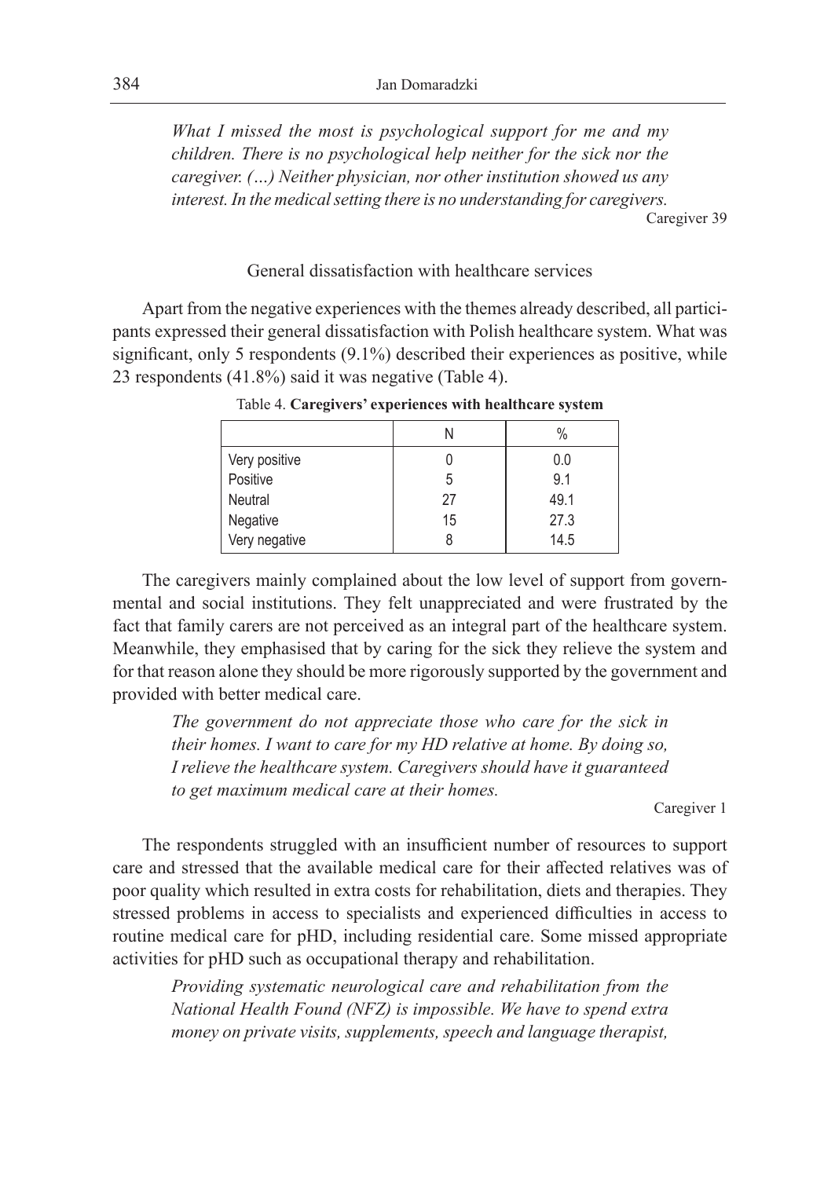*What I missed the most is psychological support for me and my children. There is no psychological help neither for the sick nor the caregiver. (…) Neither physician, nor other institution showed us any interest. In the medical setting there is no understanding for caregivers.*

Caregiver 39

### General dissatisfaction with healthcare services

Apart from the negative experiences with the themes already described, all participants expressed their general dissatisfaction with Polish healthcare system. What was significant, only 5 respondents (9.1%) described their experiences as positive, while 23 respondents (41.8%) said it was negative (Table 4).

Table 4. **Caregivers' experiences with healthcare system**

| | N | % |
|---|---|---|
| Very positive | 0 | 0.0 |
| Positive | 5 | 9.1 |
| Neutral | 27 | 49.1 |
| Negative | 15 | 27.3 |
| Very negative | 8 | 14.5 |

The caregivers mainly complained about the low level of support from governmental and social institutions. They felt unappreciated and were frustrated by the fact that family carers are not perceived as an integral part of the healthcare system. Meanwhile, they emphasised that by caring for the sick they relieve the system and for that reason alone they should be more rigorously supported by the government and provided with better medical care.

*The government do not appreciate those who care for the sick in their homes. I want to care for my HD relative at home. By doing so, I relieve the healthcare system. Caregivers should have it guaranteed to get maximum medical care at their homes.*

Caregiver 1

The respondents struggled with an insufficient number of resources to support care and stressed that the available medical care for their affected relatives was of poor quality which resulted in extra costs for rehabilitation, diets and therapies. They stressed problems in access to specialists and experienced difficulties in access to routine medical care for pHD, including residential care. Some missed appropriate activities for pHD such as occupational therapy and rehabilitation.

*Providing systematic neurological care and rehabilitation from the National Health Found (NFZ) is impossible. We have to spend extra money on private visits, supplements, speech and language therapist,*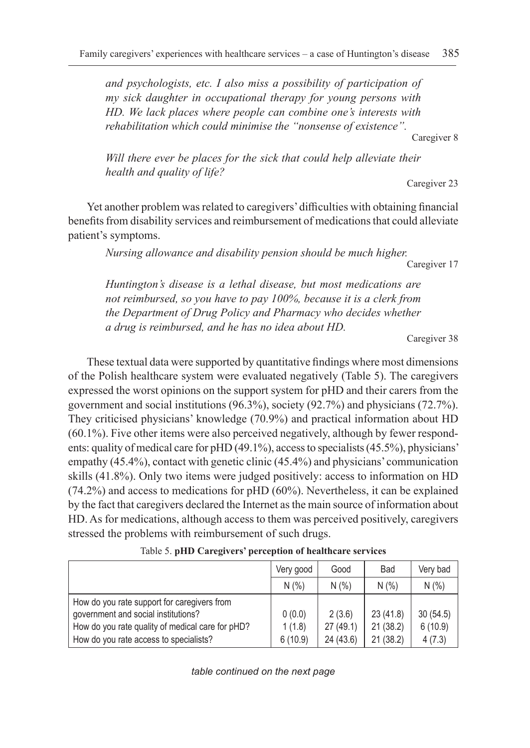*and psychologists, etc. I also miss a possibility of participation of my sick daughter in occupational therapy for young persons with HD. We lack places where people can combine one's interests with rehabilitation which could minimise the "nonsense of existence".*

Caregiver 8

*Will there ever be places for the sick that could help alleviate their health and quality of life?*

Caregiver 23

Yet another problem was related to caregivers' difficulties with obtaining financial benefits from disability services and reimbursement of medications that could alleviate patient's symptoms.

*Nursing allowance and disability pension should be much higher.*

Caregiver 17

*Huntington's disease is a lethal disease, but most medications are not reimbursed, so you have to pay 100%, because it is a clerk from the Department of Drug Policy and Pharmacy who decides whether a drug is reimbursed, and he has no idea about HD.*

Caregiver 38

These textual data were supported by quantitative findings where most dimensions of the Polish healthcare system were evaluated negatively (Table 5). The caregivers expressed the worst opinions on the support system for pHD and their carers from the government and social institutions (96.3%), society (92.7%) and physicians (72.7%). They criticised physicians' knowledge (70.9%) and practical information about HD (60.1%). Five other items were also perceived negatively, although by fewer respondents: quality of medical care for pHD (49.1%), access to specialists (45.5%), physicians' empathy (45.4%), contact with genetic clinic (45.4%) and physicians' communication skills (41.8%). Only two items were judged positively: access to information on HD (74.2%) and access to medications for pHD (60%). Nevertheless, it can be explained by the fact that caregivers declared the Internet as the main source of information about HD. As for medications, although access to them was perceived positively, caregivers stressed the problems with reimbursement of such drugs.

Table 5. **pHD Caregivers' perception of healthcare services**

| | Very good | Good | Bad | Very bad |
|---|---|---|---|---|
| | N (%) | N (%) | N (%) | N (%) |
| How do you rate support for caregivers from government and social institutions? | 0 (0.0) | 2 (3.6) | 23 (41.8) | 30 (54.5) |
| How do you rate quality of medical care for pHD? | 1 (1.8) | 27 (49.1) | 21 (38.2) | 6 (10.9) |
| How do you rate access to specialists? | 6 (10.9) | 24 (43.6) | 21 (38.2) | 4 (7.3) |

*table continued on the next page*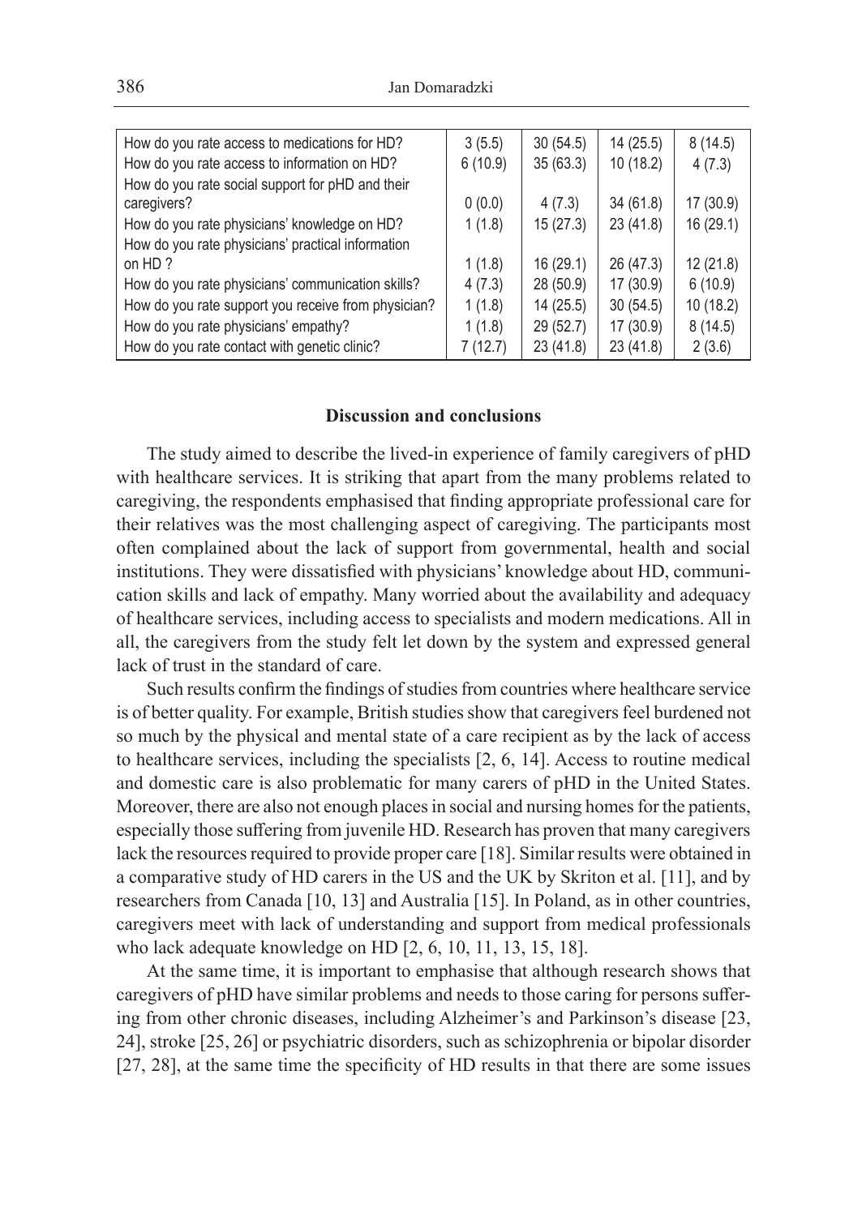| | | | | |
|---|---|---|---|---|
| How do you rate access to medications for HD? | 3 (5.5) | 30 (54.5) | 14 (25.5) | 8 (14.5) |
| How do you rate access to information on HD? | 6 (10.9) | 35 (63.3) | 10 (18.2) | 4 (7.3) |
| How do you rate social support for pHD and their caregivers? | 0 (0.0) | 4 (7.3) | 34 (61.8) | 17 (30.9) |
| How do you rate physicians' knowledge on HD? | 1 (1.8) | 15 (27.3) | 23 (41.8) | 16 (29.1) |
| How do you rate physicians' practical information on HD ? | 1 (1.8) | 16 (29.1) | 26 (47.3) | 12 (21.8) |
| How do you rate physicians' communication skills? | 4 (7.3) | 28 (50.9) | 17 (30.9) | 6 (10.9) |
| How do you rate support you receive from physician? | 1 (1.8) | 14 (25.5) | 30 (54.5) | 10 (18.2) |
| How do you rate physicians' empathy? | 1 (1.8) | 29 (52.7) | 17 (30.9) | 8 (14.5) |
| How do you rate contact with genetic clinic? | 7 (12.7) | 23 (41.8) | 23 (41.8) | 2 (3.6) |

## Discussion and conclusions

The study aimed to describe the lived-in experience of family caregivers of pHD with healthcare services. It is striking that apart from the many problems related to caregiving, the respondents emphasised that finding appropriate professional care for their relatives was the most challenging aspect of caregiving. The participants most often complained about the lack of support from governmental, health and social institutions. They were dissatisfied with physicians' knowledge about HD, communication skills and lack of empathy. Many worried about the availability and adequacy of healthcare services, including access to specialists and modern medications. All in all, the caregivers from the study felt let down by the system and expressed general lack of trust in the standard of care.

Such results confirm the findings of studies from countries where healthcare service is of better quality. For example, British studies show that caregivers feel burdened not so much by the physical and mental state of a care recipient as by the lack of access to healthcare services, including the specialists [2, 6, 14]. Access to routine medical and domestic care is also problematic for many carers of pHD in the United States. Moreover, there are also not enough places in social and nursing homes for the patients, especially those suffering from juvenile HD. Research has proven that many caregivers lack the resources required to provide proper care [18]. Similar results were obtained in a comparative study of HD carers in the US and the UK by Skriton et al. [11], and by researchers from Canada [10, 13] and Australia [15]. In Poland, as in other countries, caregivers meet with lack of understanding and support from medical professionals who lack adequate knowledge on HD [2, 6, 10, 11, 13, 15, 18].

At the same time, it is important to emphasise that although research shows that caregivers of pHD have similar problems and needs to those caring for persons suffering from other chronic diseases, including Alzheimer's and Parkinson's disease [23, 24], stroke [25, 26] or psychiatric disorders, such as schizophrenia or bipolar disorder [27, 28], at the same time the specificity of HD results in that there are some issues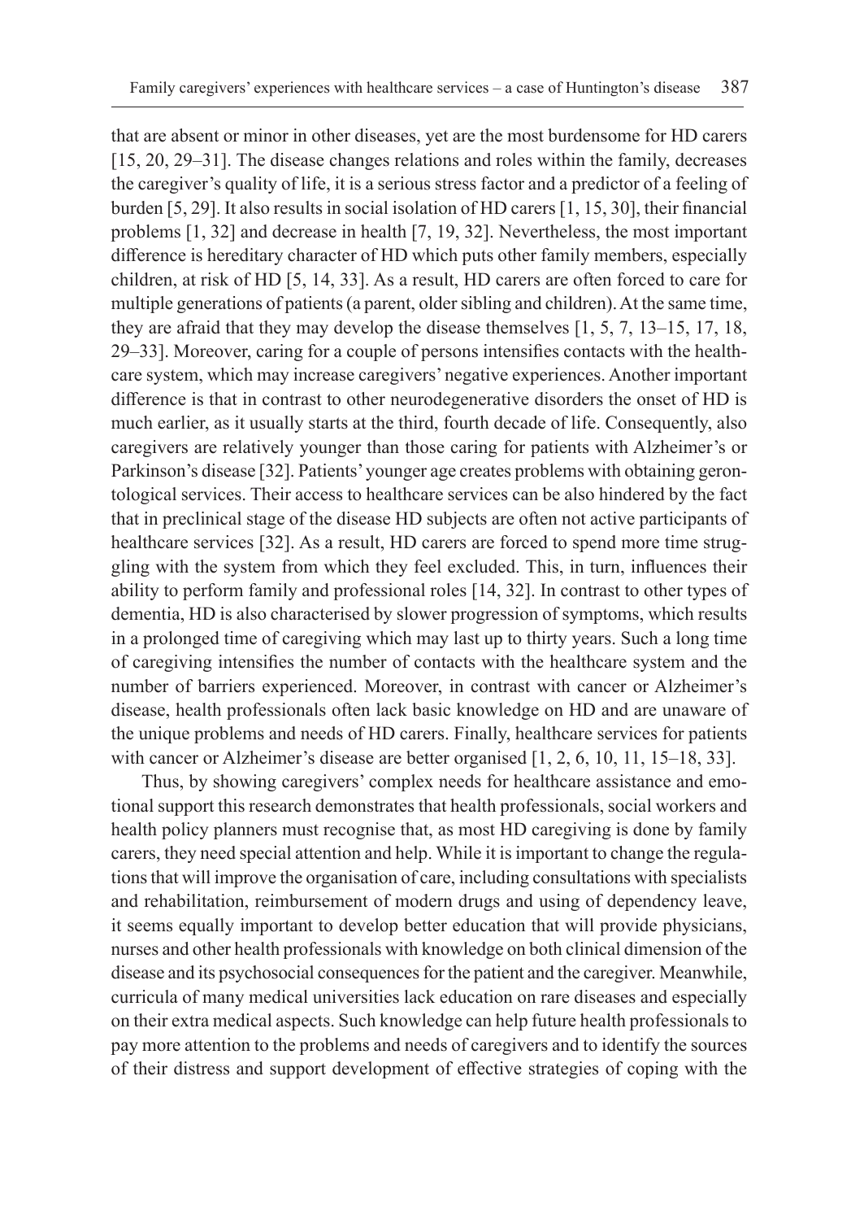that are absent or minor in other diseases, yet are the most burdensome for HD carers [15, 20, 29–31]. The disease changes relations and roles within the family, decreases the caregiver's quality of life, it is a serious stress factor and a predictor of a feeling of burden [5, 29]. It also results in social isolation of HD carers [1, 15, 30], their financial problems [1, 32] and decrease in health [7, 19, 32]. Nevertheless, the most important difference is hereditary character of HD which puts other family members, especially children, at risk of HD [5, 14, 33]. As a result, HD carers are often forced to care for multiple generations of patients (a parent, older sibling and children). At the same time, they are afraid that they may develop the disease themselves [1, 5, 7, 13–15, 17, 18, 29–33]. Moreover, caring for a couple of persons intensifies contacts with the healthcare system, which may increase caregivers' negative experiences. Another important difference is that in contrast to other neurodegenerative disorders the onset of HD is much earlier, as it usually starts at the third, fourth decade of life. Consequently, also caregivers are relatively younger than those caring for patients with Alzheimer's or Parkinson's disease [32]. Patients' younger age creates problems with obtaining gerontological services. Their access to healthcare services can be also hindered by the fact that in preclinical stage of the disease HD subjects are often not active participants of healthcare services [32]. As a result, HD carers are forced to spend more time struggling with the system from which they feel excluded. This, in turn, influences their ability to perform family and professional roles [14, 32]. In contrast to other types of dementia, HD is also characterised by slower progression of symptoms, which results in a prolonged time of caregiving which may last up to thirty years. Such a long time of caregiving intensifies the number of contacts with the healthcare system and the number of barriers experienced. Moreover, in contrast with cancer or Alzheimer's disease, health professionals often lack basic knowledge on HD and are unaware of the unique problems and needs of HD carers. Finally, healthcare services for patients with cancer or Alzheimer's disease are better organised [1, 2, 6, 10, 11, 15–18, 33].

Thus, by showing caregivers' complex needs for healthcare assistance and emotional support this research demonstrates that health professionals, social workers and health policy planners must recognise that, as most HD caregiving is done by family carers, they need special attention and help. While it is important to change the regulations that will improve the organisation of care, including consultations with specialists and rehabilitation, reimbursement of modern drugs and using of dependency leave, it seems equally important to develop better education that will provide physicians, nurses and other health professionals with knowledge on both clinical dimension of the disease and its psychosocial consequences for the patient and the caregiver. Meanwhile, curricula of many medical universities lack education on rare diseases and especially on their extra medical aspects. Such knowledge can help future health professionals to pay more attention to the problems and needs of caregivers and to identify the sources of their distress and support development of effective strategies of coping with the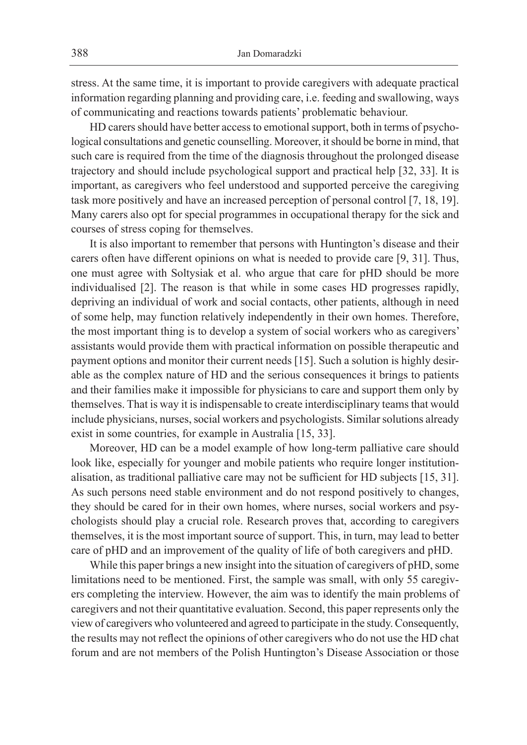stress. At the same time, it is important to provide caregivers with adequate practical information regarding planning and providing care, i.e. feeding and swallowing, ways of communicating and reactions towards patients' problematic behaviour.

HD carers should have better access to emotional support, both in terms of psychological consultations and genetic counselling. Moreover, it should be borne in mind, that such care is required from the time of the diagnosis throughout the prolonged disease trajectory and should include psychological support and practical help [32, 33]. It is important, as caregivers who feel understood and supported perceive the caregiving task more positively and have an increased perception of personal control [7, 18, 19]. Many carers also opt for special programmes in occupational therapy for the sick and courses of stress coping for themselves.

It is also important to remember that persons with Huntington's disease and their carers often have different opinions on what is needed to provide care [9, 31]. Thus, one must agree with Soltysiak et al. who argue that care for pHD should be more individualised [2]. The reason is that while in some cases HD progresses rapidly, depriving an individual of work and social contacts, other patients, although in need of some help, may function relatively independently in their own homes. Therefore, the most important thing is to develop a system of social workers who as caregivers' assistants would provide them with practical information on possible therapeutic and payment options and monitor their current needs [15]. Such a solution is highly desirable as the complex nature of HD and the serious consequences it brings to patients and their families make it impossible for physicians to care and support them only by themselves. That is way it is indispensable to create interdisciplinary teams that would include physicians, nurses, social workers and psychologists. Similar solutions already exist in some countries, for example in Australia [15, 33].

Moreover, HD can be a model example of how long-term palliative care should look like, especially for younger and mobile patients who require longer institutionalisation, as traditional palliative care may not be sufficient for HD subjects [15, 31]. As such persons need stable environment and do not respond positively to changes, they should be cared for in their own homes, where nurses, social workers and psychologists should play a crucial role. Research proves that, according to caregivers themselves, it is the most important source of support. This, in turn, may lead to better care of pHD and an improvement of the quality of life of both caregivers and pHD.

While this paper brings a new insight into the situation of caregivers of pHD, some limitations need to be mentioned. First, the sample was small, with only 55 caregivers completing the interview. However, the aim was to identify the main problems of caregivers and not their quantitative evaluation. Second, this paper represents only the view of caregivers who volunteered and agreed to participate in the study. Consequently, the results may not reflect the opinions of other caregivers who do not use the HD chat forum and are not members of the Polish Huntington's Disease Association or those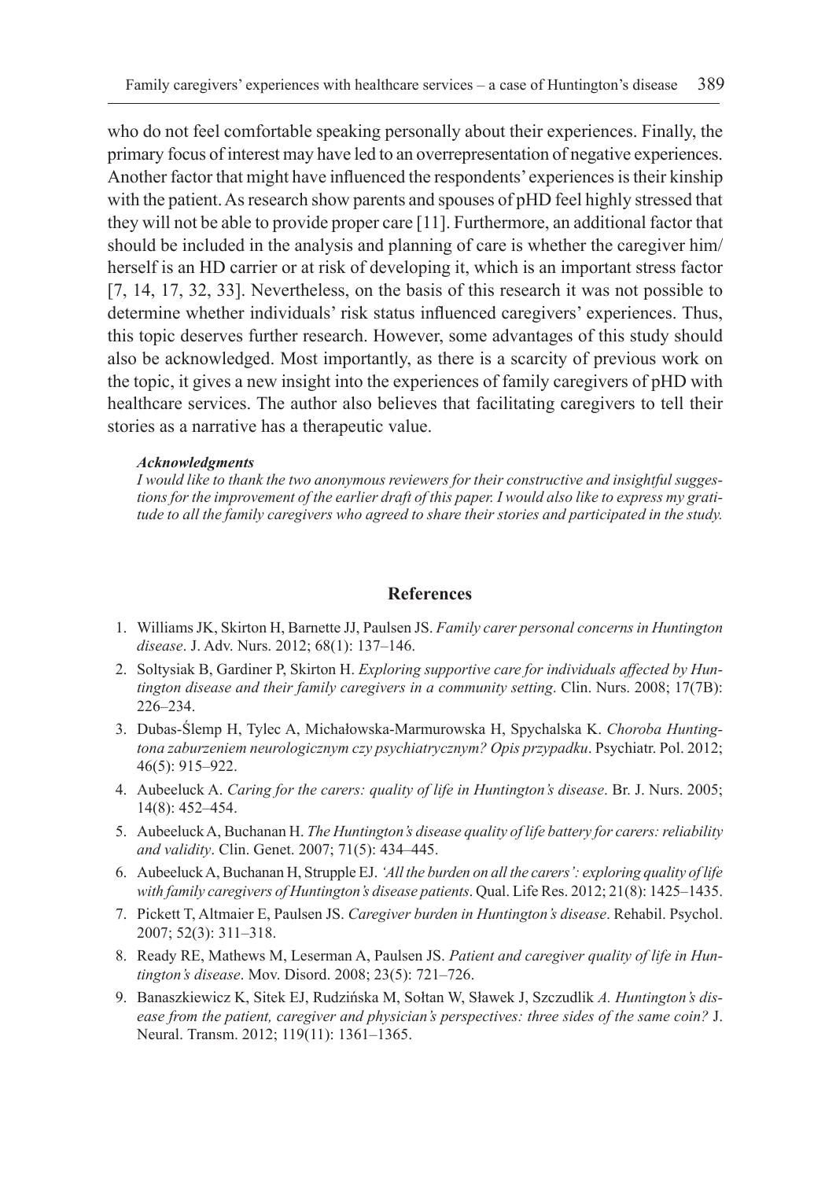who do not feel comfortable speaking personally about their experiences. Finally, the primary focus of interest may have led to an overrepresentation of negative experiences. Another factor that might have influenced the respondents' experiences is their kinship with the patient. As research show parents and spouses of pHD feel highly stressed that they will not be able to provide proper care [11]. Furthermore, an additional factor that should be included in the analysis and planning of care is whether the caregiver him/herself is an HD carrier or at risk of developing it, which is an important stress factor [7, 14, 17, 32, 33]. Nevertheless, on the basis of this research it was not possible to determine whether individuals' risk status influenced caregivers' experiences. Thus, this topic deserves further research. However, some advantages of this study should also be acknowledged. Most importantly, as there is a scarcity of previous work on the topic, it gives a new insight into the experiences of family caregivers of pHD with healthcare services. The author also believes that facilitating caregivers to tell their stories as a narrative has a therapeutic value.

***Acknowledgments***

*I would like to thank the two anonymous reviewers for their constructive and insightful suggestions for the improvement of the earlier draft of this paper. I would also like to express my gratitude to all the family caregivers who agreed to share their stories and participated in the study.*

## References

1. Williams JK, Skirton H, Barnette JJ, Paulsen JS. *Family carer personal concerns in Huntington disease*. J. Adv. Nurs. 2012; 68(1): 137–146.
2. Soltysiak B, Gardiner P, Skirton H. *Exploring supportive care for individuals affected by Huntington disease and their family caregivers in a community setting*. Clin. Nurs. 2008; 17(7B): 226–234.
3. Dubas-Ślemp H, Tylec A, Michałowska-Marmurowska H, Spychalska K. *Choroba Huntingtona zaburzeniem neurologicznym czy psychiatrycznym? Opis przypadku*. Psychiatr. Pol. 2012; 46(5): 915–922.
4. Aubeeluck A. *Caring for the carers: quality of life in Huntington's disease*. Br. J. Nurs. 2005; 14(8): 452–454.
5. Aubeeluck A, Buchanan H. *The Huntington's disease quality of life battery for carers: reliability and validity*. Clin. Genet. 2007; 71(5): 434–445.
6. Aubeeluck A, Buchanan H, Strupple EJ. *'All the burden on all the carers': exploring quality of life with family caregivers of Huntington's disease patients*. Qual. Life Res. 2012; 21(8): 1425–1435.
7. Pickett T, Altmaier E, Paulsen JS. *Caregiver burden in Huntington's disease*. Rehabil. Psychol. 2007; 52(3): 311–318.
8. Ready RE, Mathews M, Leserman A, Paulsen JS. *Patient and caregiver quality of life in Huntington's disease*. Mov. Disord. 2008; 23(5): 721–726.
9. Banaszkiewicz K, Sitek EJ, Rudzińska M, Sołtan W, Sławek J, Szczudlik *A. Huntington's disease from the patient, caregiver and physician's perspectives: three sides of the same coin?* J. Neural. Transm. 2012; 119(11): 1361–1365.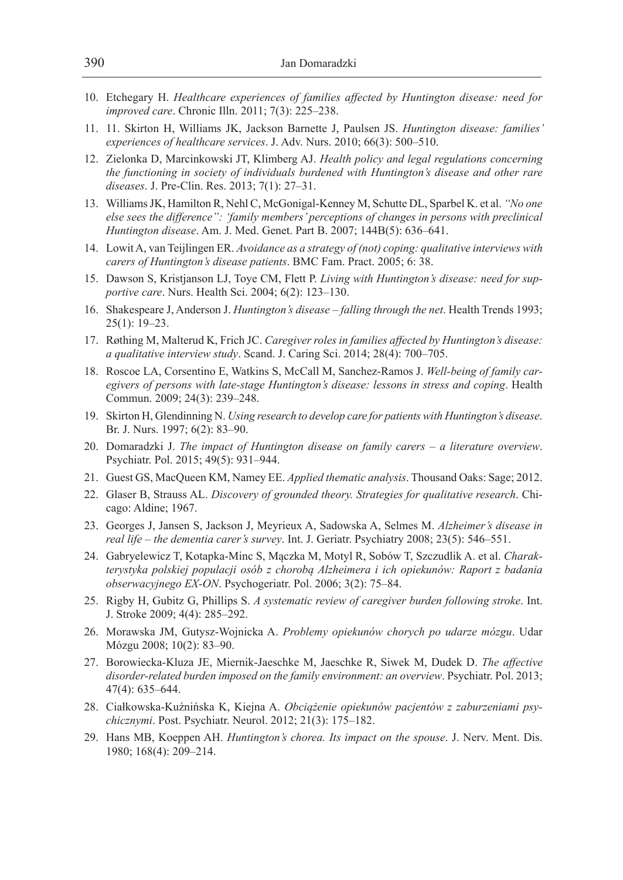10. Etchegary H. *Healthcare experiences of families affected by Huntington disease: need for improved care*. Chronic Illn. 2011; 7(3): 225–238.
11. 11. Skirton H, Williams JK, Jackson Barnette J, Paulsen JS. *Huntington disease: families' experiences of healthcare services*. J. Adv. Nurs. 2010; 66(3): 500–510.
12. Zielonka D, Marcinkowski JT, Klimberg AJ. *Health policy and legal regulations concerning the functioning in society of individuals burdened with Huntington's disease and other rare diseases*. J. Pre-Clin. Res. 2013; 7(1): 27–31.
13. Williams JK, Hamilton R, Nehl C, McGonigal-Kenney M, Schutte DL, Sparbel K. et al. *"No one else sees the difference": 'family members' perceptions of changes in persons with preclinical Huntington disease*. Am. J. Med. Genet. Part B. 2007; 144B(5): 636–641.
14. Lowit A, van Teijlingen ER. *Avoidance as a strategy of (not) coping: qualitative interviews with carers of Huntington's disease patients*. BMC Fam. Pract. 2005; 6: 38.
15. Dawson S, Kristjanson LJ, Toye CM, Flett P. *Living with Huntington's disease: need for supportive care*. Nurs. Health Sci. 2004; 6(2): 123–130.
16. Shakespeare J, Anderson J. *Huntington's disease – falling through the net*. Health Trends 1993; 25(1): 19–23.
17. Røthing M, Malterud K, Frich JC. *Caregiver roles in families affected by Huntington's disease: a qualitative interview study*. Scand. J. Caring Sci. 2014; 28(4): 700–705.
18. Roscoe LA, Corsentino E, Watkins S, McCall M, Sanchez-Ramos J. *Well-being of family caregivers of persons with late-stage Huntington's disease: lessons in stress and coping*. Health Commun. 2009; 24(3): 239–248.
19. Skirton H, Glendinning N. *Using research to develop care for patients with Huntington's disease*. Br. J. Nurs. 1997; 6(2): 83–90.
20. Domaradzki J. *The impact of Huntington disease on family carers – a literature overview*. Psychiatr. Pol. 2015; 49(5): 931–944.
21. Guest GS, MacQueen KM, Namey EE. *Applied thematic analysis*. Thousand Oaks: Sage; 2012.
22. Glaser B, Strauss AL. *Discovery of grounded theory. Strategies for qualitative research*. Chicago: Aldine; 1967.
23. Georges J, Jansen S, Jackson J, Meyrieux A, Sadowska A, Selmes M. *Alzheimer's disease in real life – the dementia carer's survey*. Int. J. Geriatr. Psychiatry 2008; 23(5): 546–551.
24. Gabryelewicz T, Kotapka-Minc S, Mączka M, Motyl R, Sobów T, Szczudlik A. et al. *Charakterystyka polskiej populacji osób z chorobą Alzheimera i ich opiekunów: Raport z badania obserwacyjnego EX-ON*. Psychogeriatr. Pol. 2006; 3(2): 75–84.
25. Rigby H, Gubitz G, Phillips S. *A systematic review of caregiver burden following stroke*. Int. J. Stroke 2009; 4(4): 285–292.
26. Morawska JM, Gutysz-Wojnicka A. *Problemy opiekunów chorych po udarze mózgu*. Udar Mózgu 2008; 10(2): 83–90.
27. Borowiecka-Kluza JE, Miernik-Jaeschke M, Jaeschke R, Siwek M, Dudek D. *The affective disorder-related burden imposed on the family environment: an overview*. Psychiatr. Pol. 2013; 47(4): 635–644.
28. Ciałkowska-Kuźnińska K, Kiejna A. *Obciążenie opiekunów pacjentów z zaburzeniami psychicznymi*. Post. Psychiatr. Neurol. 2012; 21(3): 175–182.
29. Hans MB, Koeppen AH. *Huntington's chorea. Its impact on the spouse*. J. Nerv. Ment. Dis. 1980; 168(4): 209–214.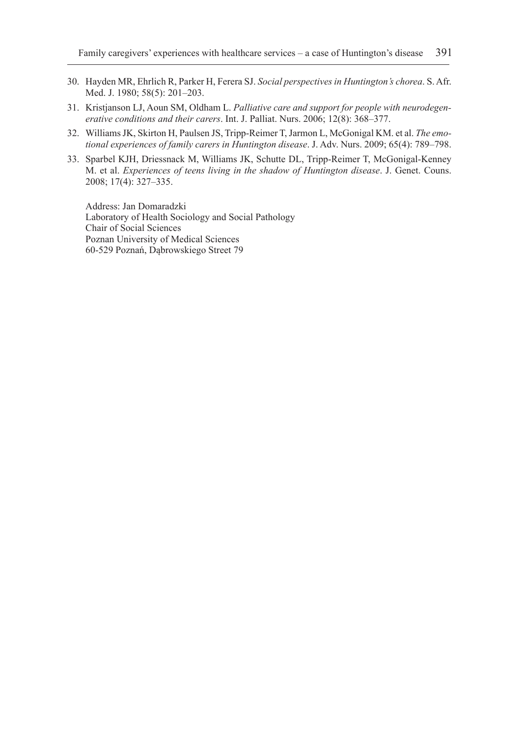30. Hayden MR, Ehrlich R, Parker H, Ferera SJ. *Social perspectives in Huntington's chorea*. S. Afr. Med. J. 1980; 58(5): 201–203.
31. Kristjanson LJ, Aoun SM, Oldham L. *Palliative care and support for people with neurodegenerative conditions and their carers*. Int. J. Palliat. Nurs. 2006; 12(8): 368–377.
32. Williams JK, Skirton H, Paulsen JS, Tripp-Reimer T, Jarmon L, McGonigal KM. et al. *The emotional experiences of family carers in Huntington disease*. J. Adv. Nurs. 2009; 65(4): 789–798.
33. Sparbel KJH, Driessnack M, Williams JK, Schutte DL, Tripp-Reimer T, McGonigal-Kenney M. et al. *Experiences of teens living in the shadow of Huntington disease*. J. Genet. Couns. 2008; 17(4): 327–335.

Address: Jan Domaradzki
Laboratory of Health Sociology and Social Pathology
Chair of Social Sciences
Poznan University of Medical Sciences
60-529 Poznań, Dąbrowskiego Street 79